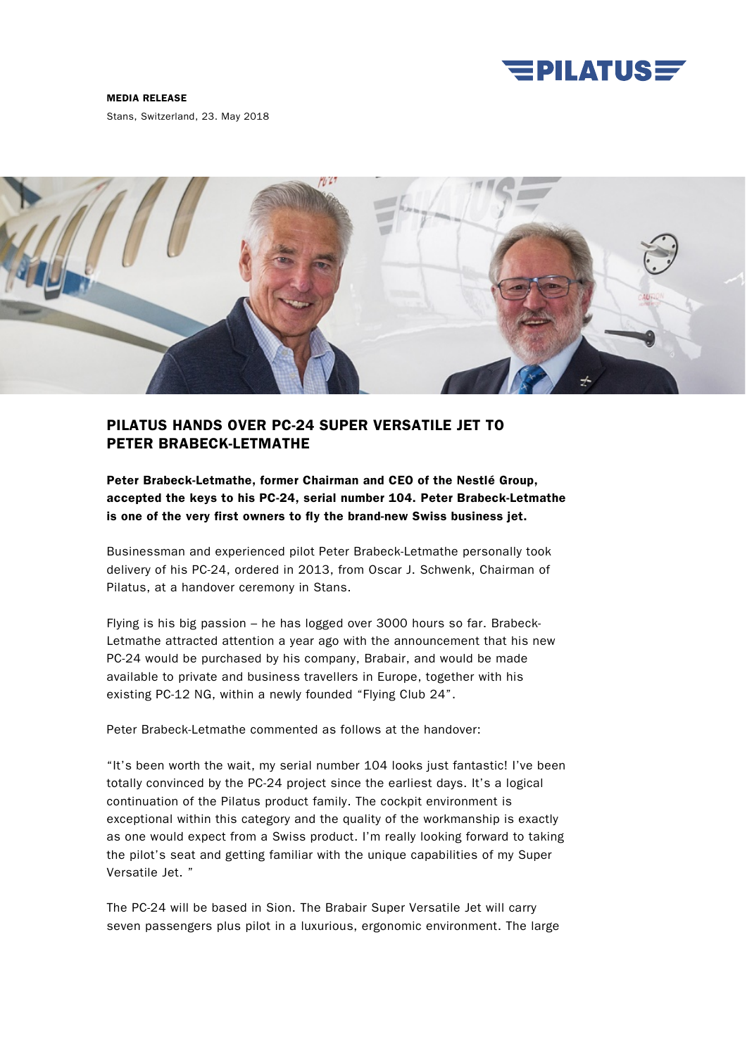**MEDIA RELEASE**

Stans, Switzerland, 23. May 2018

# PILATUS HANDS OVER PC-24 SUPER VERSATILE JET TO PETER BRABECK-LETMATHE

**Peter Brabeck-Letmathe, former Chairman and CEO of the Nestlé Group, accepted the keys to his PC-24, serial number 104. Peter Brabeck-Letmathe is one of the very first owners to fly the brand-new Swiss business jet.**

Businessman and experienced pilot Peter Brabeck-Letmathe personally took delivery of his PC-24, ordered in 2013, from Oscar J. Schwenk, Chairman of Pilatus, at a handover ceremony in Stans.

Flying is his big passion – he has logged over 3000 hours so far. Brabeck-Letmathe attracted attention a year ago with the announcement that his new PC-24 would be purchased by his company, Brabair, and would be made available to private and business travellers in Europe, together with his existing PC-12 NG, within a newly founded "Flying Club 24".

Peter Brabeck-Letmathe commented as follows at the handover:

"It's been worth the wait, my serial number 104 looks just fantastic! I've been totally convinced by the PC-24 project since the earliest days. It's a logical continuation of the Pilatus product family. The cockpit environment is exceptional within this category and the quality of the workmanship is exactly as one would expect from a Swiss product. I'm really looking forward to taking the pilot's seat and getting familiar with the unique capabilities of my Super Versatile Jet. "

The PC-24 will be based in Sion. The Brabair Super Versatile Jet will carry seven passengers plus pilot in a luxurious, ergonomic environment. The large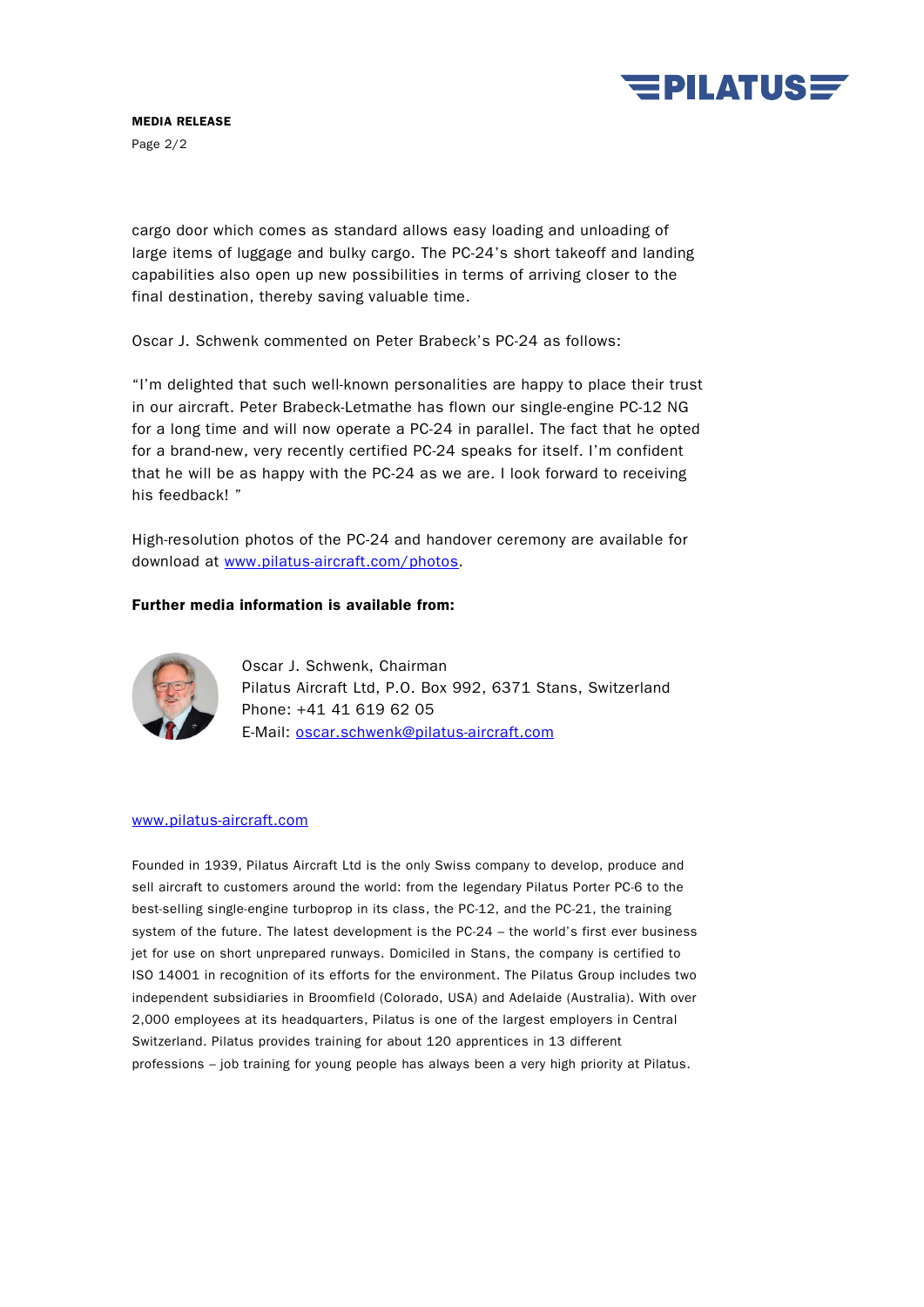cargo door which comes as standard allows easy loading and unloading of large items of luggage and bulky cargo. The PC-24's short takeoff and landing capabilities also open up new possibilities in terms of arriving closer to the final destination, thereby saving valuable time.

Oscar J. Schwenk commented on Peter Brabeck's PC-24 as follows:

"I'm delighted that such well-known personalities are happy to place their trust in our aircraft. Peter Brabeck-Letmathe has flown our single-engine PC-12 NG for a long time and will now operate a PC-24 in parallel. The fact that he opted for a brand-new, very recently certified PC-24 speaks for itself. I'm confident that he will be as happy with the PC-24 as we are. I look forward to receiving his feedback! "

High-resolution photos of the PC-24 and handover ceremony are available for download at www.pilatus-aircraft.com/photos.

**Further media information is available from:**

Oscar J. Schwenk, Chairman
Pilatus Aircraft Ltd, P.O. Box 992, 6371 Stans, Switzerland
Phone: +41 41 619 62 05
E-Mail: oscar.schwenk@pilatus-aircraft.com

www.pilatus-aircraft.com

Founded in 1939, Pilatus Aircraft Ltd is the only Swiss company to develop, produce and sell aircraft to customers around the world: from the legendary Pilatus Porter PC-6 to the best-selling single-engine turboprop in its class, the PC-12, and the PC-21, the training system of the future. The latest development is the PC-24 – the world's first ever business jet for use on short unprepared runways. Domiciled in Stans, the company is certified to ISO 14001 in recognition of its efforts for the environment. The Pilatus Group includes two independent subsidiaries in Broomfield (Colorado, USA) and Adelaide (Australia). With over 2,000 employees at its headquarters, Pilatus is one of the largest employers in Central Switzerland. Pilatus provides training for about 120 apprentices in 13 different professions – job training for young people has always been a very high priority at Pilatus.